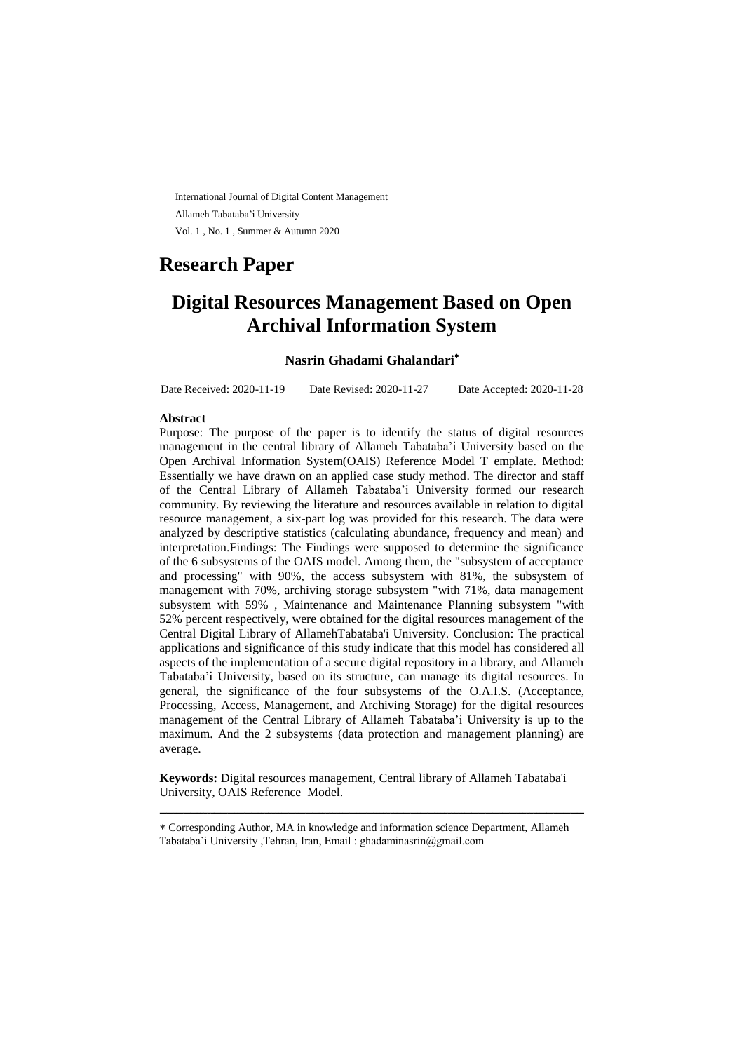International Journal of Digital Content Management

Allameh Tabataba'i University

Vol. 1 , No. 1 , Summer & Autumn 2020

## Research Paper

# Digital Resources Management Based on Open Archival Information System

**Nasrin Ghadami Ghalandari**[*]

Date Received: 2020-11-19    Date Revised: 2020-11-27    Date Accepted: 2020-11-28

**Abstract**

Purpose: The purpose of the paper is to identify the status of digital resources management in the central library of Allameh Tabataba'i University based on the Open Archival Information System(OAIS) Reference Model T emplate. Method: Essentially we have drawn on an applied case study method. The director and staff of the Central Library of Allameh Tabataba'i University formed our research community. By reviewing the literature and resources available in relation to digital resource management, a six-part log was provided for this research. The data were analyzed by descriptive statistics (calculating abundance, frequency and mean) and interpretation.Findings: The Findings were supposed to determine the significance of the 6 subsystems of the OAIS model. Among them, the "subsystem of acceptance and processing" with 90%, the access subsystem with 81%, the subsystem of management with 70%, archiving storage subsystem "with 71%, data management subsystem with 59% , Maintenance and Maintenance Planning subsystem "with 52% percent respectively, were obtained for the digital resources management of the Central Digital Library of AllamehTabataba'i University. Conclusion: The practical applications and significance of this study indicate that this model has considered all aspects of the implementation of a secure digital repository in a library, and Allameh Tabataba'i University, based on its structure, can manage its digital resources. In general, the significance of the four subsystems of the O.A.I.S. (Acceptance, Processing, Access, Management, and Archiving Storage) for the digital resources management of the Central Library of Allameh Tabataba'i University is up to the maximum. And the 2 subsystems (data protection and management planning) are average.

**Keywords:** Digital resources management, Central library of Allameh Tabataba'i University, OAIS Reference Model.

---

* Corresponding Author, MA in knowledge and information science Department, Allameh Tabataba'i University ,Tehran, Iran, Email : ghadaminasrin@gmail.com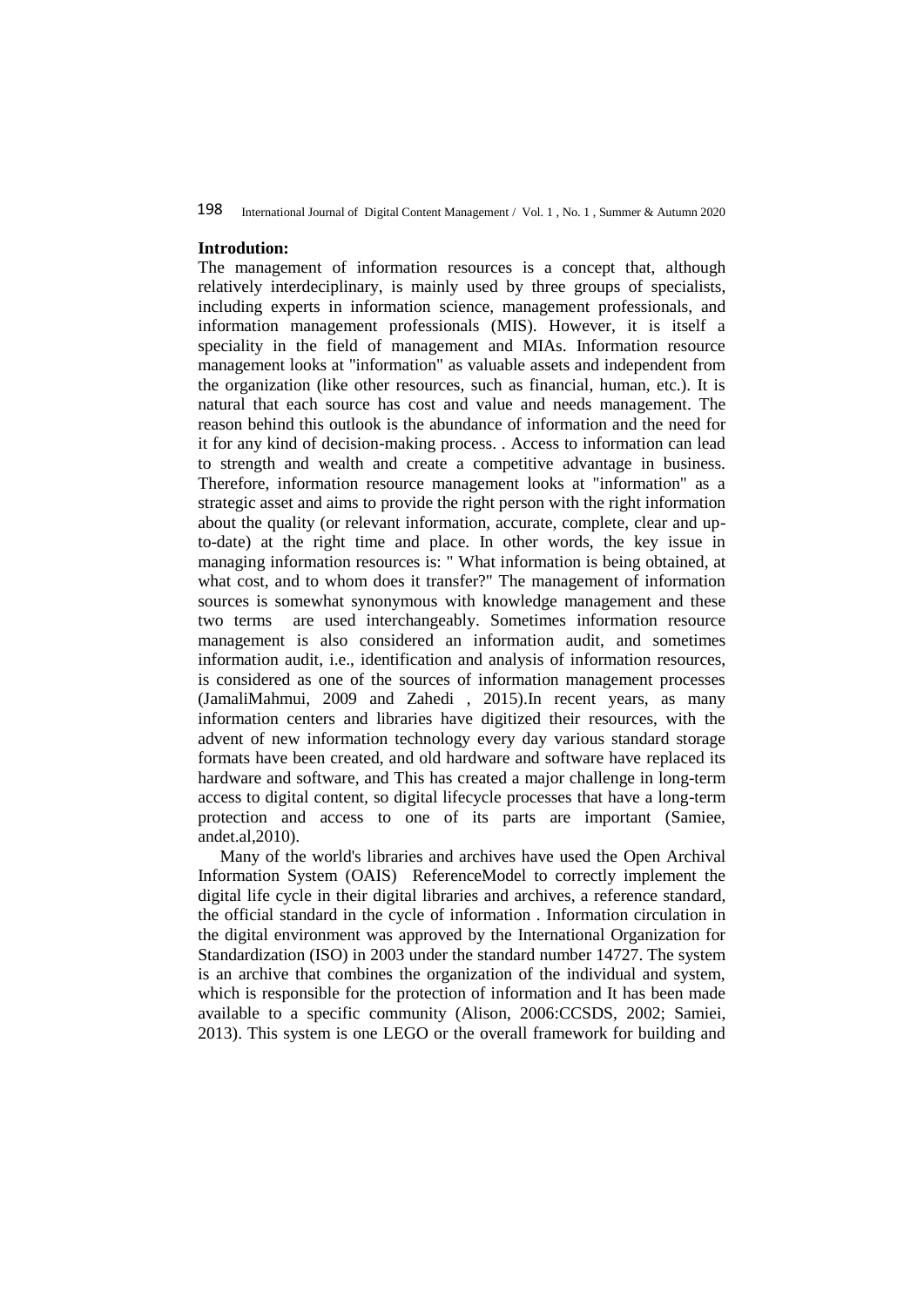**Introdution:**

The management of information resources is a concept that, although relatively interdeciplinary, is mainly used by three groups of specialists, including experts in information science, management professionals, and information management professionals (MIS). However, it is itself a speciality in the field of management and MIAs. Information resource management looks at "information" as valuable assets and independent from the organization (like other resources, such as financial, human, etc.). It is natural that each source has cost and value and needs management. The reason behind this outlook is the abundance of information and the need for it for any kind of decision-making process. . Access to information can lead to strength and wealth and create a competitive advantage in business. Therefore, information resource management looks at "information" as a strategic asset and aims to provide the right person with the right information about the quality (or relevant information, accurate, complete, clear and up-to-date) at the right time and place. In other words, the key issue in managing information resources is: " What information is being obtained, at what cost, and to whom does it transfer?" The management of information sources is somewhat synonymous with knowledge management and these two terms are used interchangeably. Sometimes information resource management is also considered an information audit, and sometimes information audit, i.e., identification and analysis of information resources, is considered as one of the sources of information management processes (JamaliMahmui, 2009 and Zahedi , 2015).In recent years, as many information centers and libraries have digitized their resources, with the advent of new information technology every day various standard storage formats have been created, and old hardware and software have replaced its hardware and software, and This has created a major challenge in long-term access to digital content, so digital lifecycle processes that have a long-term protection and access to one of its parts are important (Samiee, andet.al,2010).

Many of the world's libraries and archives have used the Open Archival Information System (OAIS) ReferenceModel to correctly implement the digital life cycle in their digital libraries and archives, a reference standard, the official standard in the cycle of information . Information circulation in the digital environment was approved by the International Organization for Standardization (ISO) in 2003 under the standard number 14727. The system is an archive that combines the organization of the individual and system, which is responsible for the protection of information and It has been made available to a specific community (Alison, 2006:CCSDS, 2002; Samiei, 2013). This system is one LEGO or the overall framework for building and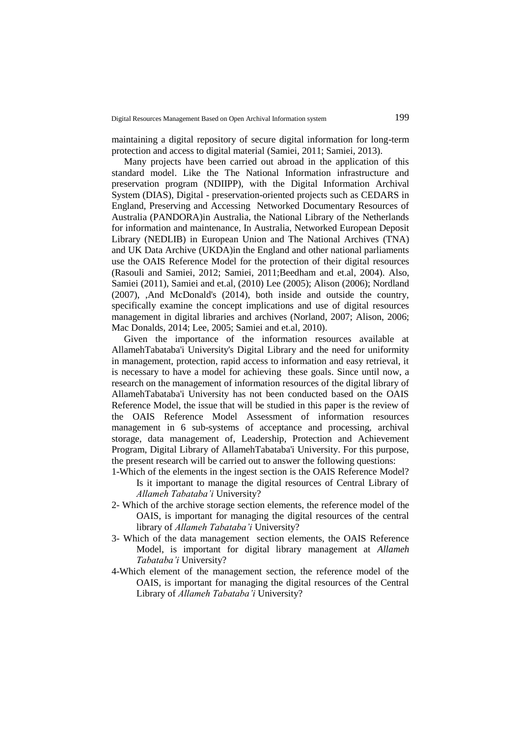maintaining a digital repository of secure digital information for long-term protection and access to digital material (Samiei, 2011; Samiei, 2013).

Many projects have been carried out abroad in the application of this standard model. Like the The National Information infrastructure and preservation program (NDIIPP), with the Digital Information Archival System (DIAS), Digital - preservation-oriented projects such as CEDARS in England, Preserving and Accessing Networked Documentary Resources of Australia (PANDORA)in Australia, the National Library of the Netherlands for information and maintenance, In Australia, Networked European Deposit Library (NEDLIB) in European Union and The National Archives (TNA) and UK Data Archive (UKDA)in the England and other national parliaments use the OAIS Reference Model for the protection of their digital resources (Rasouli and Samiei, 2012; Samiei, 2011;Beedham and et.al, 2004). Also, Samiei (2011), Samiei and et.al, (2010) Lee (2005); Alison (2006); Nordland (2007), ,And McDonald's (2014), both inside and outside the country, specifically examine the concept implications and use of digital resources management in digital libraries and archives (Norland, 2007; Alison, 2006; Mac Donalds, 2014; Lee, 2005; Samiei and et.al, 2010).

Given the importance of the information resources available at AllamehTabataba'i University's Digital Library and the need for uniformity in management, protection, rapid access to information and easy retrieval, it is necessary to have a model for achieving these goals. Since until now, a research on the management of information resources of the digital library of AllamehTabataba'i University has not been conducted based on the OAIS Reference Model, the issue that will be studied in this paper is the review of the OAIS Reference Model Assessment of information resources management in 6 sub-systems of acceptance and processing, archival storage, data management of, Leadership, Protection and Achievement Program, Digital Library of AllamehTabataba'i University. For this purpose, the present research will be carried out to answer the following questions:

1-Which of the elements in the ingest section is the OAIS Reference Model? Is it important to manage the digital resources of Central Library of *Allameh Tabataba'i* University?

2- Which of the archive storage section elements, the reference model of the OAIS, is important for managing the digital resources of the central library of *Allameh Tabataba'i* University?

3- Which of the data management section elements, the OAIS Reference Model, is important for digital library management at *Allameh Tabataba'i* University?

4-Which element of the management section, the reference model of the OAIS, is important for managing the digital resources of the Central Library of *Allameh Tabataba'i* University?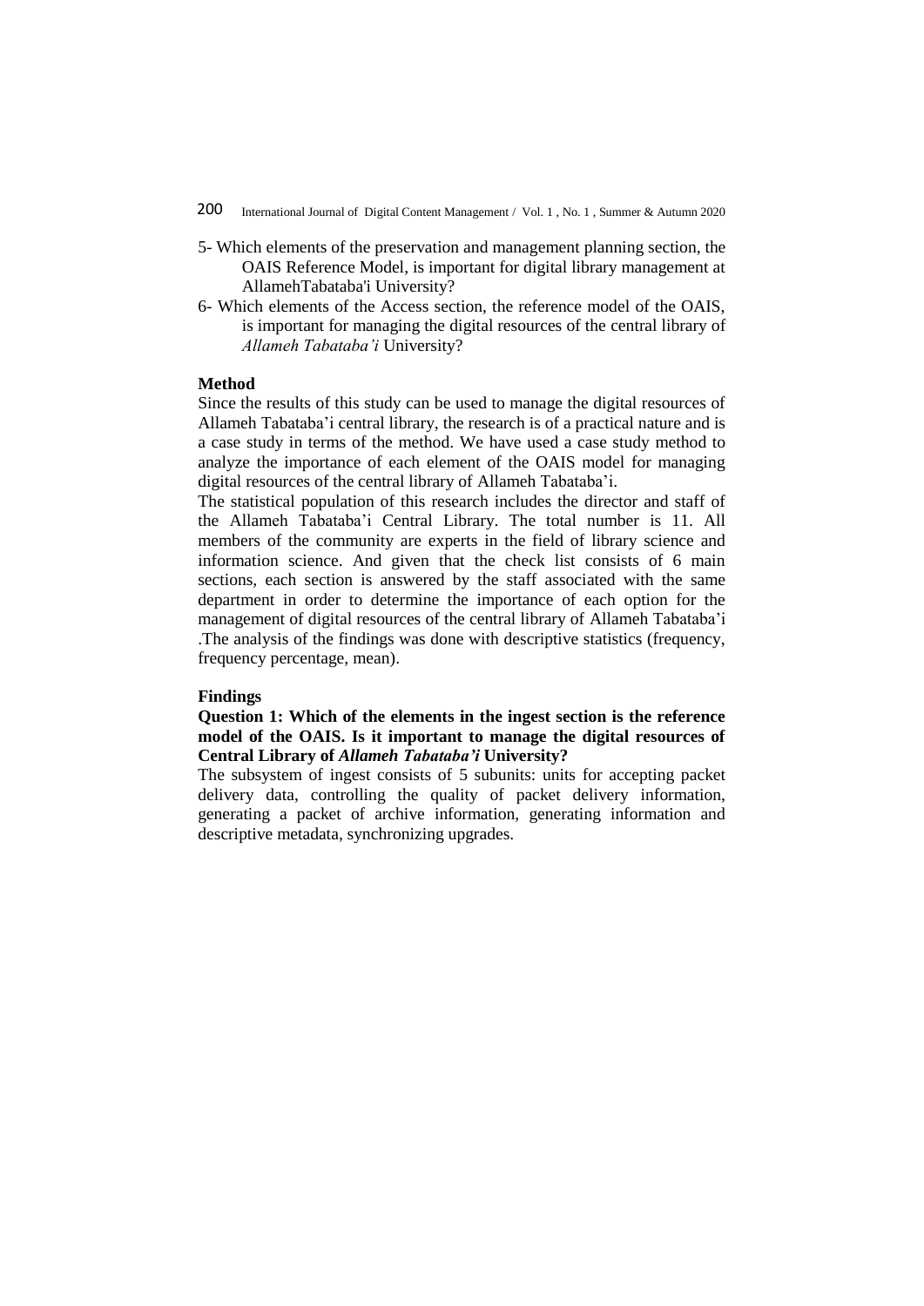5- Which elements of the preservation and management planning section, the OAIS Reference Model, is important for digital library management at AllamehTabataba'i University?

6- Which elements of the Access section, the reference model of the OAIS, is important for managing the digital resources of the central library of *Allameh Tabataba'i* University?

**Method**

Since the results of this study can be used to manage the digital resources of Allameh Tabataba'i central library, the research is of a practical nature and is a case study in terms of the method. We have used a case study method to analyze the importance of each element of the OAIS model for managing digital resources of the central library of Allameh Tabataba'i.

The statistical population of this research includes the director and staff of the Allameh Tabataba'i Central Library. The total number is 11. All members of the community are experts in the field of library science and information science. And given that the check list consists of 6 main sections, each section is answered by the staff associated with the same department in order to determine the importance of each option for the management of digital resources of the central library of Allameh Tabataba'i .The analysis of the findings was done with descriptive statistics (frequency, frequency percentage, mean).

**Findings**

**Question 1: Which of the elements in the ingest section is the reference model of the OAIS. Is it important to manage the digital resources of Central Library of *Allameh Tabataba'i* University?**

The subsystem of ingest consists of 5 subunits: units for accepting packet delivery data, controlling the quality of packet delivery information, generating a packet of archive information, generating information and descriptive metadata, synchronizing upgrades.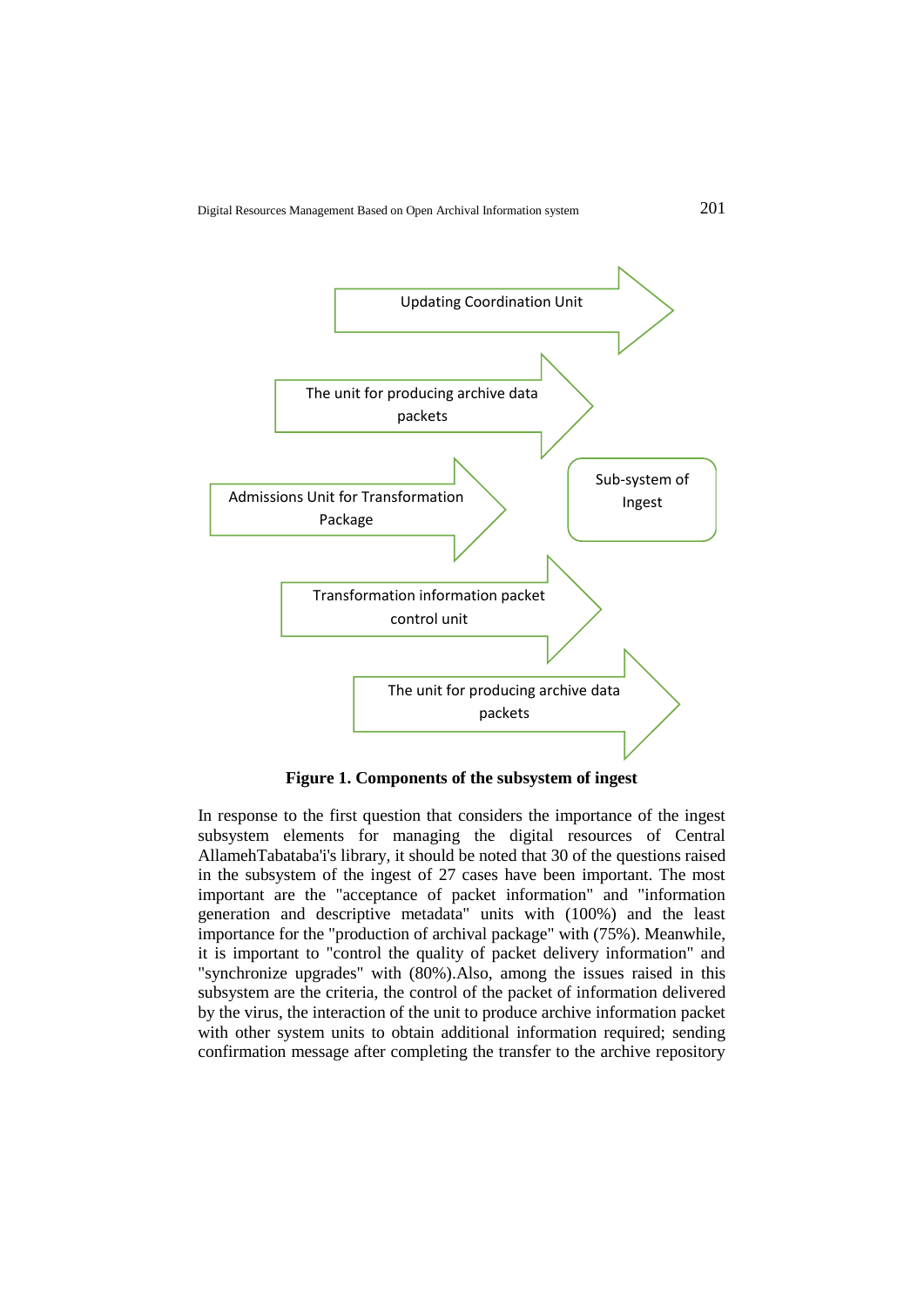Updating Coordination Unit

The unit for producing archive data packets

Admissions Unit for Transformation Package

Sub-system of Ingest

Transformation information packet control unit

The unit for producing archive data packets

**Figure 1. Components of the subsystem of ingest**

In response to the first question that considers the importance of the ingest subsystem elements for managing the digital resources of Central AllamehTabataba'i's library, it should be noted that 30 of the questions raised in the subsystem of the ingest of 27 cases have been important. The most important are the "acceptance of packet information" and "information generation and descriptive metadata" units with (100%) and the least importance for the "production of archival package" with (75%). Meanwhile, it is important to "control the quality of packet delivery information" and "synchronize upgrades" with (80%).Also, among the issues raised in this subsystem are the criteria, the control of the packet of information delivered by the virus, the interaction of the unit to produce archive information packet with other system units to obtain additional information required; sending confirmation message after completing the transfer to the archive repository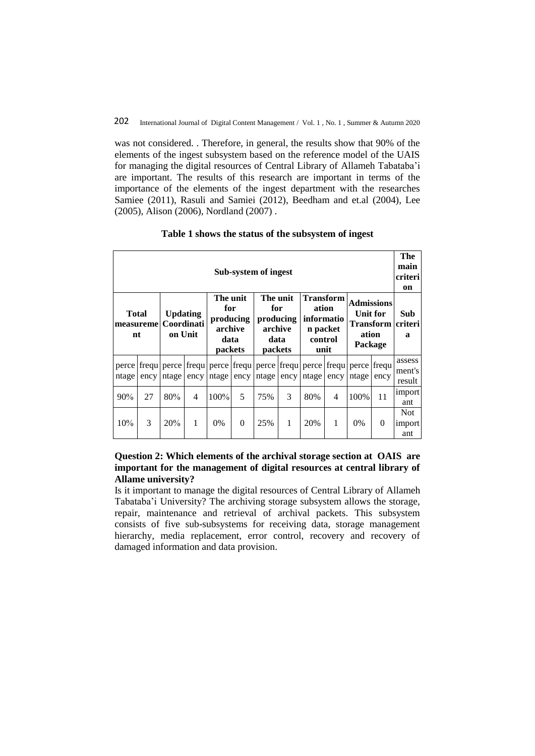was not considered. . Therefore, in general, the results show that 90% of the elements of the ingest subsystem based on the reference model of the UAIS for managing the digital resources of Central Library of Allameh Tabataba'i are important. The results of this research are important in terms of the importance of the elements of the ingest department with the researches Samiee (2011), Rasuli and Samiei (2012), Beedham and et.al (2004), Lee (2005), Alison (2006), Nordland (2007) .

**Table 1 shows the status of the subsystem of ingest**

| Sub-system of ingest | | | | | | | | | | | | The main criterion |
|---|---|---|---|---|---|---|---|---|---|---|---|---|
| Total measurement | | Updating Coordination Unit | | The unit for producing archive data packets | | The unit for producing archive data packets | | Transformation information packet control unit | | Admissions Unit for Transformation Package | | Sub criteria |
| percentage | frequency | percentage | frequency | percentage | frequency | percentage | frequency | percentage | frequency | percentage | frequency | assessment's result |
| 90% | 27 | 80% | 4 | 100% | 5 | 75% | 3 | 80% | 4 | 100% | 11 | important |
| 10% | 3 | 20% | 1 | 0% | 0 | 25% | 1 | 20% | 1 | 0% | 0 | Not important |

**Question 2: Which elements of the archival storage section at OAIS are important for the management of digital resources at central library of Allame university?**

Is it important to manage the digital resources of Central Library of Allameh Tabataba'i University? The archiving storage subsystem allows the storage, repair, maintenance and retrieval of archival packets. This subsystem consists of five sub-subsystems for receiving data, storage management hierarchy, media replacement, error control, recovery and recovery of damaged information and data provision.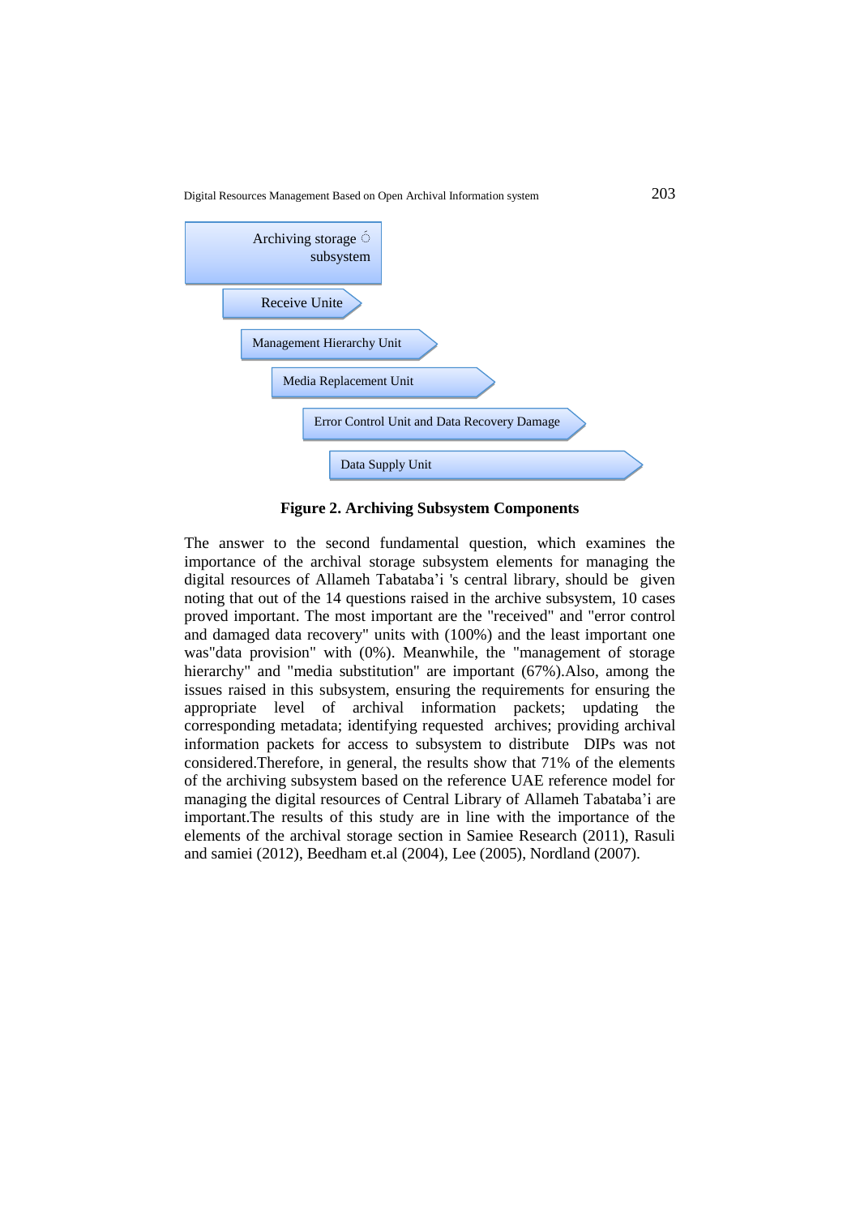Archiving storage subsystem

Receive Unite

Management Hierarchy Unit

Media Replacement Unit

Error Control Unit and Data Recovery Damage

Data Supply Unit

**Figure 2. Archiving Subsystem Components**

The answer to the second fundamental question, which examines the importance of the archival storage subsystem elements for managing the digital resources of Allameh Tabataba'i 's central library, should be given noting that out of the 14 questions raised in the archive subsystem, 10 cases proved important. The most important are the "received" and "error control and damaged data recovery" units with (100%) and the least important one was"data provision" with (0%). Meanwhile, the "management of storage hierarchy" and "media substitution" are important (67%).Also, among the issues raised in this subsystem, ensuring the requirements for ensuring the appropriate level of archival information packets; updating the corresponding metadata; identifying requested archives; providing archival information packets for access to subsystem to distribute DIPs was not considered.Therefore, in general, the results show that 71% of the elements of the archiving subsystem based on the reference UAE reference model for managing the digital resources of Central Library of Allameh Tabataba'i are important.The results of this study are in line with the importance of the elements of the archival storage section in Samiee Research (2011), Rasuli and samiei (2012), Beedham et.al (2004), Lee (2005), Nordland (2007).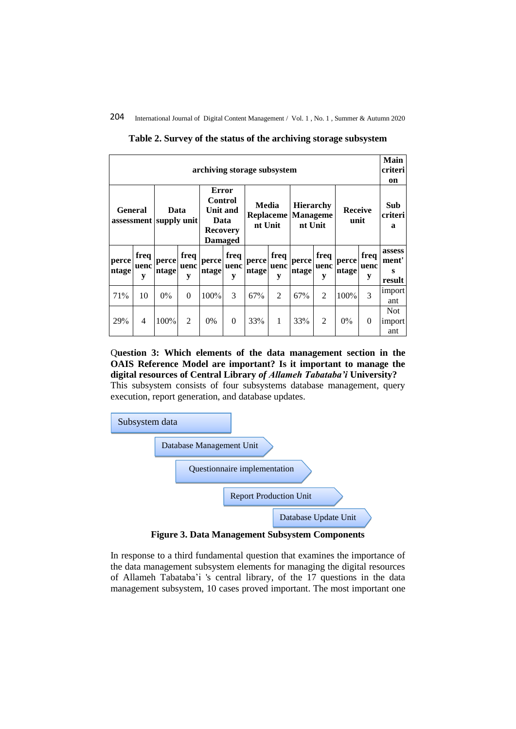**Table 2. Survey of the status of the archiving storage subsystem**

| archiving storage subsystem | | | | | | | | | | | | Main criterion |
|---|---|---|---|---|---|---|---|---|---|---|---|---|
| General assessment | | Data supply unit | | Error Control Unit and Data Recovery Damaged | | Media Replacement Unit | | Hierarchy Management Unit | | Receive unit | | Sub criteria |
| percentage | frequency | percentage | frequency | percentage | frequency | percentage | frequency | percentage | frequency | percentage | frequency | assessment's result |
| 71% | 10 | 0% | 0 | 100% | 3 | 67% | 2 | 67% | 2 | 100% | 3 | important |
| 29% | 4 | 100% | 2 | 0% | 0 | 33% | 1 | 33% | 2 | 0% | 0 | Not important |

**Question 3: Which elements of the data management section in the OAIS Reference Model are important? Is it important to manage the digital resources of Central Library *of Allameh Tabataba'i* University?**

This subsystem consists of four subsystems database management, query execution, report generation, and database updates.

Subsystem data

Database Management Unit

Questionnaire implementation

Report Production Unit

Database Update Unit

**Figure 3. Data Management Subsystem Components**

In response to a third fundamental question that examines the importance of the data management subsystem elements for managing the digital resources of Allameh Tabataba'i 's central library, of the 17 questions in the data management subsystem, 10 cases proved important. The most important one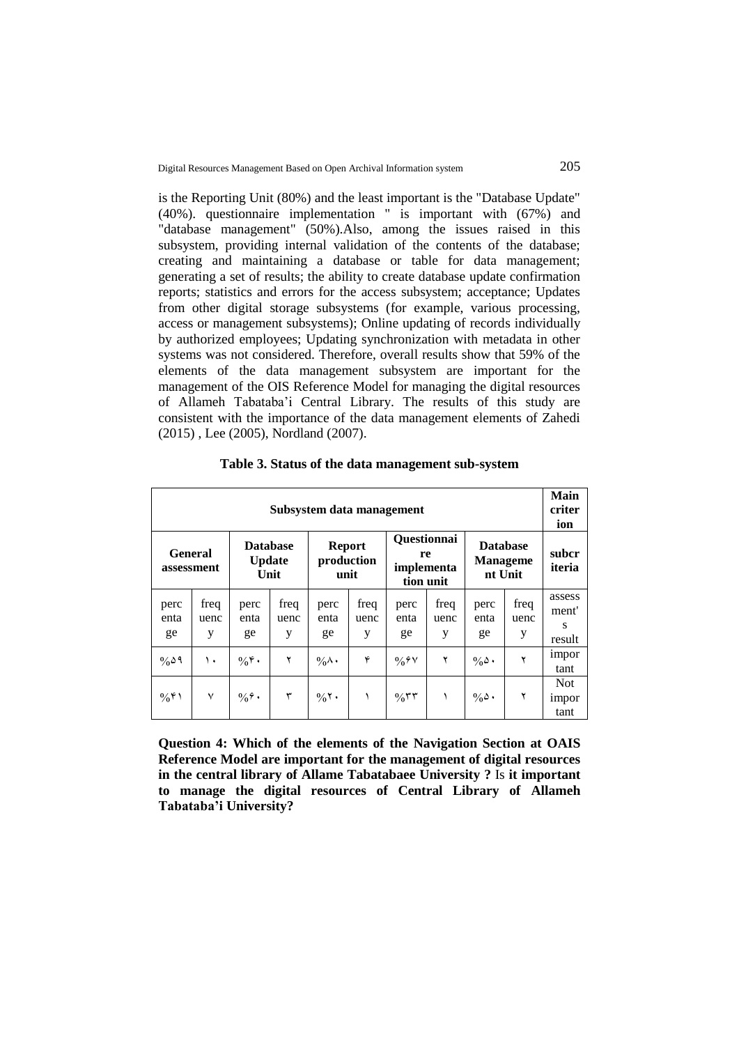is the Reporting Unit (80%) and the least important is the "Database Update" (40%). questionnaire implementation " is important with (67%) and "database management" (50%).Also, among the issues raised in this subsystem, providing internal validation of the contents of the database; creating and maintaining a database or table for data management; generating a set of results; the ability to create database update confirmation reports; statistics and errors for the access subsystem; acceptance; Updates from other digital storage subsystems (for example, various processing, access or management subsystems); Online updating of records individually by authorized employees; Updating synchronization with metadata in other systems was not considered. Therefore, overall results show that 59% of the elements of the data management subsystem are important for the management of the OIS Reference Model for managing the digital resources of Allameh Tabataba'i Central Library. The results of this study are consistent with the importance of the data management elements of Zahedi (2015) , Lee (2005), Nordland (2007).

**Table 3. Status of the data management sub-system**

| Subsystem data management | | | | | | | | | | Main criterion |
|---|---|---|---|---|---|---|---|---|---|---|
| General assessment | | Database Update Unit | | Report production unit | | Questionnaire implementation unit | | Database Management Unit | | subcriteria |
| percentage | frequency | percentage | frequency | percentage | frequency | percentage | frequency | percentage | frequency | assessment's result |
| %۵۹ | ۱۰ | %۴۰ | ۲ | %۸۰ | ۴ | %۶۷ | ۲ | %۵۰ | ۲ | important |
| %۴۱ | ۷ | %۶۰ | ۳ | %۲۰ | ۱ | %۳۳ | ۱ | %۵۰ | ۲ | Not important |

**Question 4: Which of the elements of the Navigation Section at OAIS Reference Model are important for the management of digital resources in the central library of Allame Tabatabaee University ?** Is **it important to manage the digital resources of Central Library of Allameh Tabataba'i University?**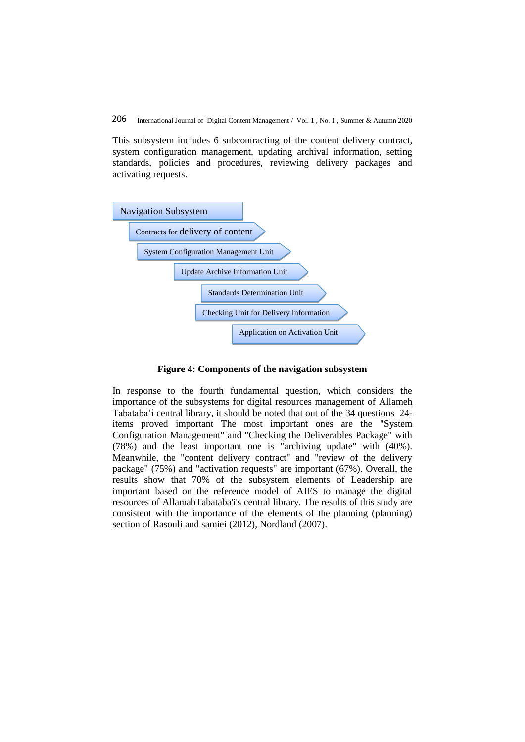This subsystem includes 6 subcontracting of the content delivery contract, system configuration management, updating archival information, setting standards, policies and procedures, reviewing delivery packages and activating requests.

Navigation Subsystem

- Contracts for delivery of content
- System Configuration Management Unit
- Update Archive Information Unit
- Standards Determination Unit
- Checking Unit for Delivery Information
- Application on Activation Unit

**Figure 4: Components of the navigation subsystem**

In response to the fourth fundamental question, which considers the importance of the subsystems for digital resources management of Allameh Tabataba'i central library, it should be noted that out of the 34 questions 24-items proved important The most important ones are the "System Configuration Management" and "Checking the Deliverables Package" with (78%) and the least important one is "archiving update" with (40%). Meanwhile, the "content delivery contract" and "review of the delivery package" (75%) and "activation requests" are important (67%). Overall, the results show that 70% of the subsystem elements of Leadership are important based on the reference model of AIES to manage the digital resources of AllamahTabataba'i's central library. The results of this study are consistent with the importance of the elements of the planning (planning) section of Rasouli and samiei (2012), Nordland (2007).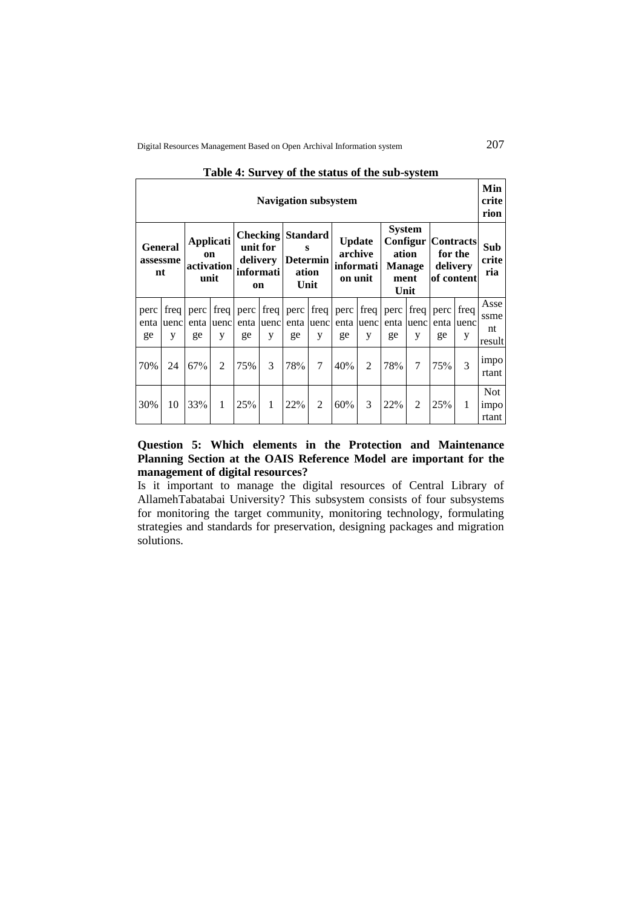**Table 4: Survey of the status of the sub-system**

| Navigation subsystem | | | | | | | | | | | | | | Min criterion |
|---|---|---|---|---|---|---|---|---|---|---|---|---|---|---|
| General assessment | | Application activation unit | | Checking unit for delivery information | | Standards Determination Unit | | Update archive information unit | | System Configuration Management Unit | | Contracts for the delivery of content | | Sub criteria |
| percentage | frequency | percentage | frequency | percentage | frequency | percentage | frequency | percentage | frequency | percentage | frequency | percentage | frequency | Assessment result |
| 70% | 24 | 67% | 2 | 75% | 3 | 78% | 7 | 40% | 2 | 78% | 7 | 75% | 3 | important |
| 30% | 10 | 33% | 1 | 25% | 1 | 22% | 2 | 60% | 3 | 22% | 2 | 25% | 1 | Not important |

**Question 5: Which elements in the Protection and Maintenance Planning Section at the OAIS Reference Model are important for the management of digital resources?**

Is it important to manage the digital resources of Central Library of AllamehTabatabai University? This subsystem consists of four subsystems for monitoring the target community, monitoring technology, formulating strategies and standards for preservation, designing packages and migration solutions.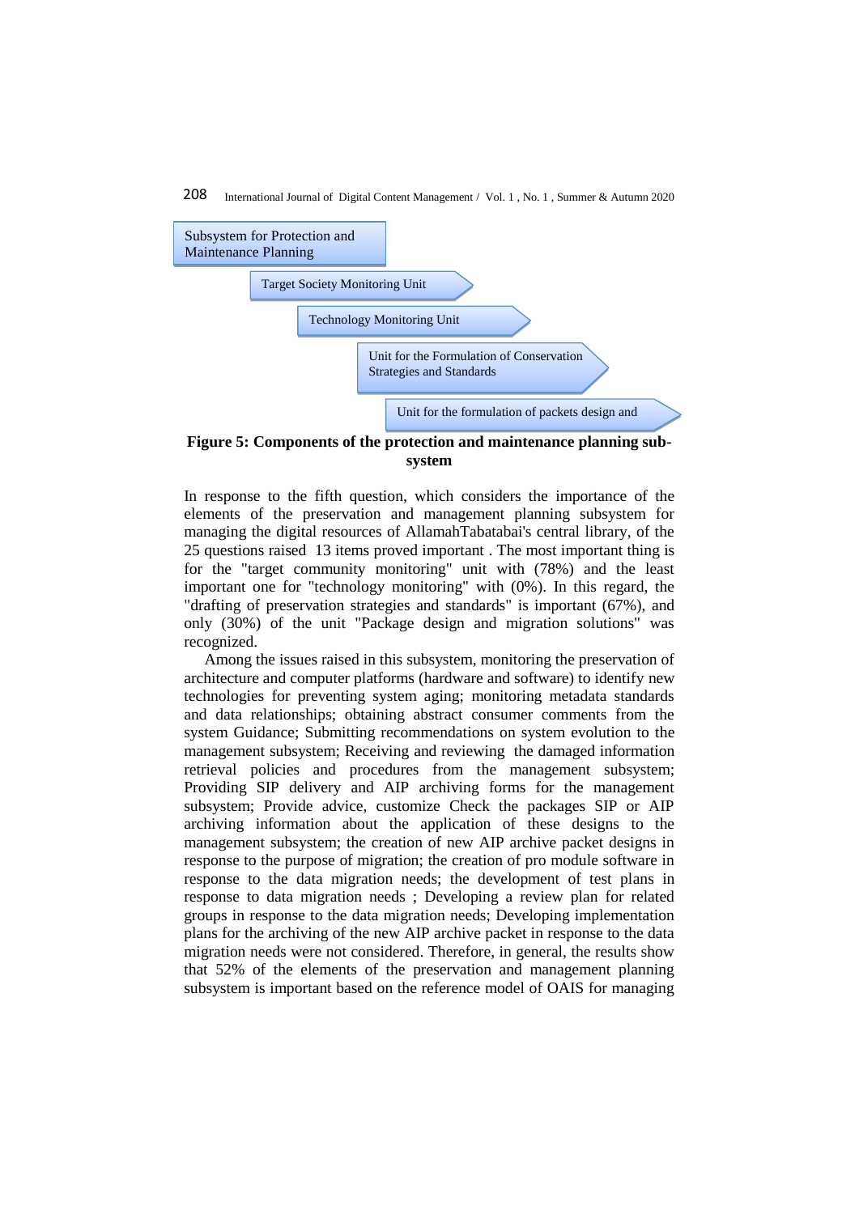Subsystem for Protection and Maintenance Planning

Target Society Monitoring Unit

Technology Monitoring Unit

Unit for the Formulation of Conservation Strategies and Standards

Unit for the formulation of packets design and

**Figure 5: Components of the protection and maintenance planning sub-system**

In response to the fifth question, which considers the importance of the elements of the preservation and management planning subsystem for managing the digital resources of AllamahTabatabai's central library, of the 25 questions raised 13 items proved important . The most important thing is for the "target community monitoring" unit with (78%) and the least important one for "technology monitoring" with (0%). In this regard, the "drafting of preservation strategies and standards" is important (67%), and only (30%) of the unit "Package design and migration solutions" was recognized.

Among the issues raised in this subsystem, monitoring the preservation of architecture and computer platforms (hardware and software) to identify new technologies for preventing system aging; monitoring metadata standards and data relationships; obtaining abstract consumer comments from the system Guidance; Submitting recommendations on system evolution to the management subsystem; Receiving and reviewing the damaged information retrieval policies and procedures from the management subsystem; Providing SIP delivery and AIP archiving forms for the management subsystem; Provide advice, customize Check the packages SIP or AIP archiving information about the application of these designs to the management subsystem; the creation of new AIP archive packet designs in response to the purpose of migration; the creation of pro module software in response to the data migration needs; the development of test plans in response to data migration needs ; Developing a review plan for related groups in response to the data migration needs; Developing implementation plans for the archiving of the new AIP archive packet in response to the data migration needs were not considered. Therefore, in general, the results show that 52% of the elements of the preservation and management planning subsystem is important based on the reference model of OAIS for managing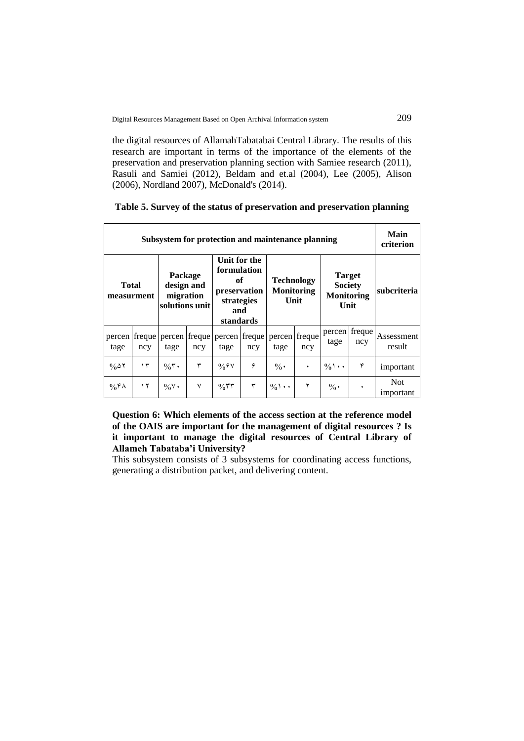the digital resources of AllamahTabatabai Central Library. The results of this research are important in terms of the importance of the elements of the preservation and preservation planning section with Samiee research (2011), Rasuli and Samiei (2012), Beldam and et.al (2004), Lee (2005), Alison (2006), Nordland 2007), McDonald's (2014).

**Table 5. Survey of the status of preservation and preservation planning**

| **Subsystem for protection and maintenance planning** | | | | | | | | | | **Main criterion** |
|---|---|---|---|---|---|---|---|---|---|---|
| **Total measurment** | | **Package design and migration solutions unit** | | **Unit for the formulation of preservation strategies and standards** | | **Technology Monitoring Unit** | | **Target Society Monitoring Unit** | | **subcriteria** |
| percentage | frequency | percentage | frequency | percentage | frequency | percentage | frequency | percentage | frequency | Assessment result |
| %۵۲ | ۱۳ | %۳۰ | ۳ | %۶۷ | ۶ | %۰ | ۰ | %۱۰۰ | ۴ | important |
| %۴۸ | ۱۲ | %۷۰ | ۷ | %۳۳ | ۳ | %۱۰۰ | ۲ | %۰ | ۰ | Not important |

**Question 6: Which elements of the access section at the reference model of the OAIS are important for the management of digital resources ? Is it important to manage the digital resources of Central Library of Allameh Tabataba'i University?**

This subsystem consists of 3 subsystems for coordinating access functions, generating a distribution packet, and delivering content.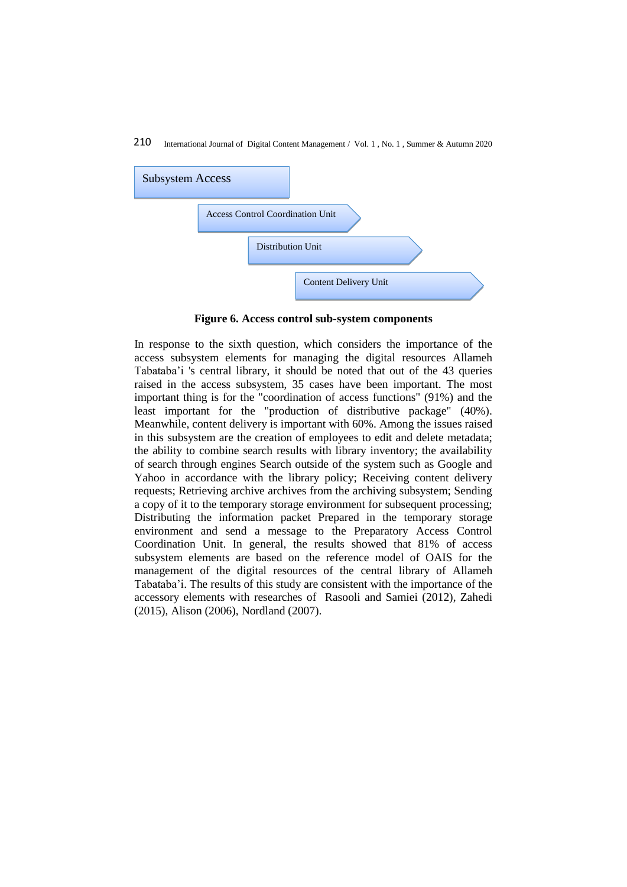Subsystem Access

Access Control Coordination Unit

Distribution Unit

Content Delivery Unit

**Figure 6. Access control sub-system components**

In response to the sixth question, which considers the importance of the access subsystem elements for managing the digital resources Allameh Tabataba'i 's central library, it should be noted that out of the 43 queries raised in the access subsystem, 35 cases have been important. The most important thing is for the "coordination of access functions" (91%) and the least important for the "production of distributive package" (40%). Meanwhile, content delivery is important with 60%. Among the issues raised in this subsystem are the creation of employees to edit and delete metadata; the ability to combine search results with library inventory; the availability of search through engines Search outside of the system such as Google and Yahoo in accordance with the library policy; Receiving content delivery requests; Retrieving archive archives from the archiving subsystem; Sending a copy of it to the temporary storage environment for subsequent processing; Distributing the information packet Prepared in the temporary storage environment and send a message to the Preparatory Access Control Coordination Unit. In general, the results showed that 81% of access subsystem elements are based on the reference model of OAIS for the management of the digital resources of the central library of Allameh Tabataba'i. The results of this study are consistent with the importance of the accessory elements with researches of Rasooli and Samiei (2012), Zahedi (2015), Alison (2006), Nordland (2007).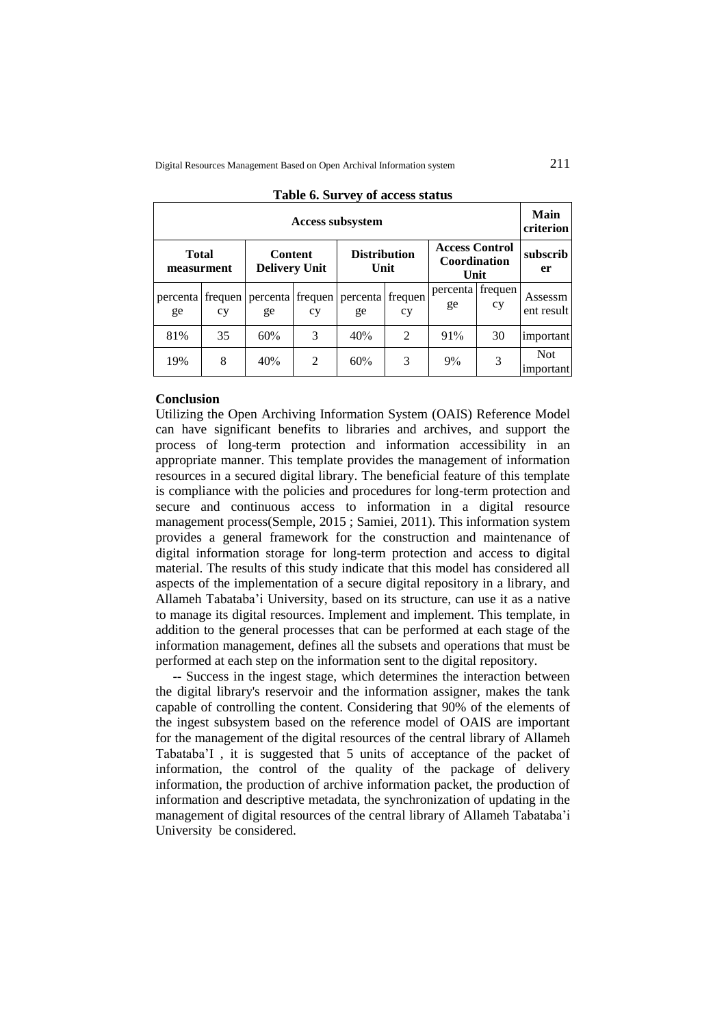**Table 6. Survey of access status**

| Access subsystem | | | | | | | | Main criterion |
|---|---|---|---|---|---|---|---|---|
| Total measurment | | Content Delivery Unit | | Distribution Unit | | Access Control Coordination Unit | | subscriber |
| percentage | frequency | percentage | frequency | percentage | frequency | percentage | frequency | Assessment result |
| 81% | 35 | 60% | 3 | 40% | 2 | 91% | 30 | important |
| 19% | 8 | 40% | 2 | 60% | 3 | 9% | 3 | Not important |

## Conclusion

Utilizing the Open Archiving Information System (OAIS) Reference Model can have significant benefits to libraries and archives, and support the process of long-term protection and information accessibility in an appropriate manner. This template provides the management of information resources in a secured digital library. The beneficial feature of this template is compliance with the policies and procedures for long-term protection and secure and continuous access to information in a digital resource management process(Semple, 2015 ; Samiei, 2011). This information system provides a general framework for the construction and maintenance of digital information storage for long-term protection and access to digital material. The results of this study indicate that this model has considered all aspects of the implementation of a secure digital repository in a library, and Allameh Tabataba'i University, based on its structure, can use it as a native to manage its digital resources. Implement and implement. This template, in addition to the general processes that can be performed at each stage of the information management, defines all the subsets and operations that must be performed at each step on the information sent to the digital repository.

-- Success in the ingest stage, which determines the interaction between the digital library's reservoir and the information assigner, makes the tank capable of controlling the content. Considering that 90% of the elements of the ingest subsystem based on the reference model of OAIS are important for the management of the digital resources of the central library of Allameh Tabataba'I , it is suggested that 5 units of acceptance of the packet of information, the control of the quality of the package of delivery information, the production of archive information packet, the production of information and descriptive metadata, the synchronization of updating in the management of digital resources of the central library of Allameh Tabataba'i University be considered.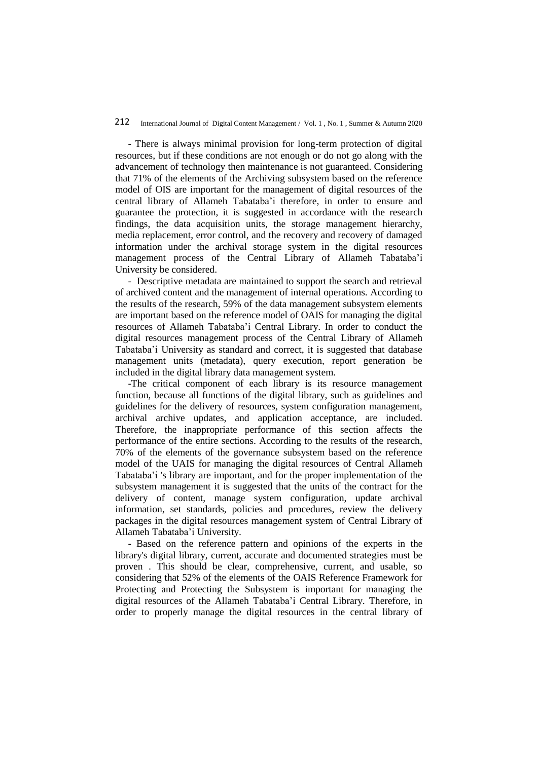- There is always minimal provision for long-term protection of digital resources, but if these conditions are not enough or do not go along with the advancement of technology then maintenance is not guaranteed. Considering that 71% of the elements of the Archiving subsystem based on the reference model of OIS are important for the management of digital resources of the central library of Allameh Tabataba'i therefore, in order to ensure and guarantee the protection, it is suggested in accordance with the research findings, the data acquisition units, the storage management hierarchy, media replacement, error control, and the recovery and recovery of damaged information under the archival storage system in the digital resources management process of the Central Library of Allameh Tabataba'i University be considered.

- Descriptive metadata are maintained to support the search and retrieval of archived content and the management of internal operations. According to the results of the research, 59% of the data management subsystem elements are important based on the reference model of OAIS for managing the digital resources of Allameh Tabataba'i Central Library. In order to conduct the digital resources management process of the Central Library of Allameh Tabataba'i University as standard and correct, it is suggested that database management units (metadata), query execution, report generation be included in the digital library data management system.

-The critical component of each library is its resource management function, because all functions of the digital library, such as guidelines and guidelines for the delivery of resources, system configuration management, archival archive updates, and application acceptance, are included. Therefore, the inappropriate performance of this section affects the performance of the entire sections. According to the results of the research, 70% of the elements of the governance subsystem based on the reference model of the UAIS for managing the digital resources of Central Allameh Tabataba'i 's library are important, and for the proper implementation of the subsystem management it is suggested that the units of the contract for the delivery of content, manage system configuration, update archival information, set standards, policies and procedures, review the delivery packages in the digital resources management system of Central Library of Allameh Tabataba'i University.

- Based on the reference pattern and opinions of the experts in the library's digital library, current, accurate and documented strategies must be proven . This should be clear, comprehensive, current, and usable, so considering that 52% of the elements of the OAIS Reference Framework for Protecting and Protecting the Subsystem is important for managing the digital resources of the Allameh Tabataba'i Central Library. Therefore, in order to properly manage the digital resources in the central library of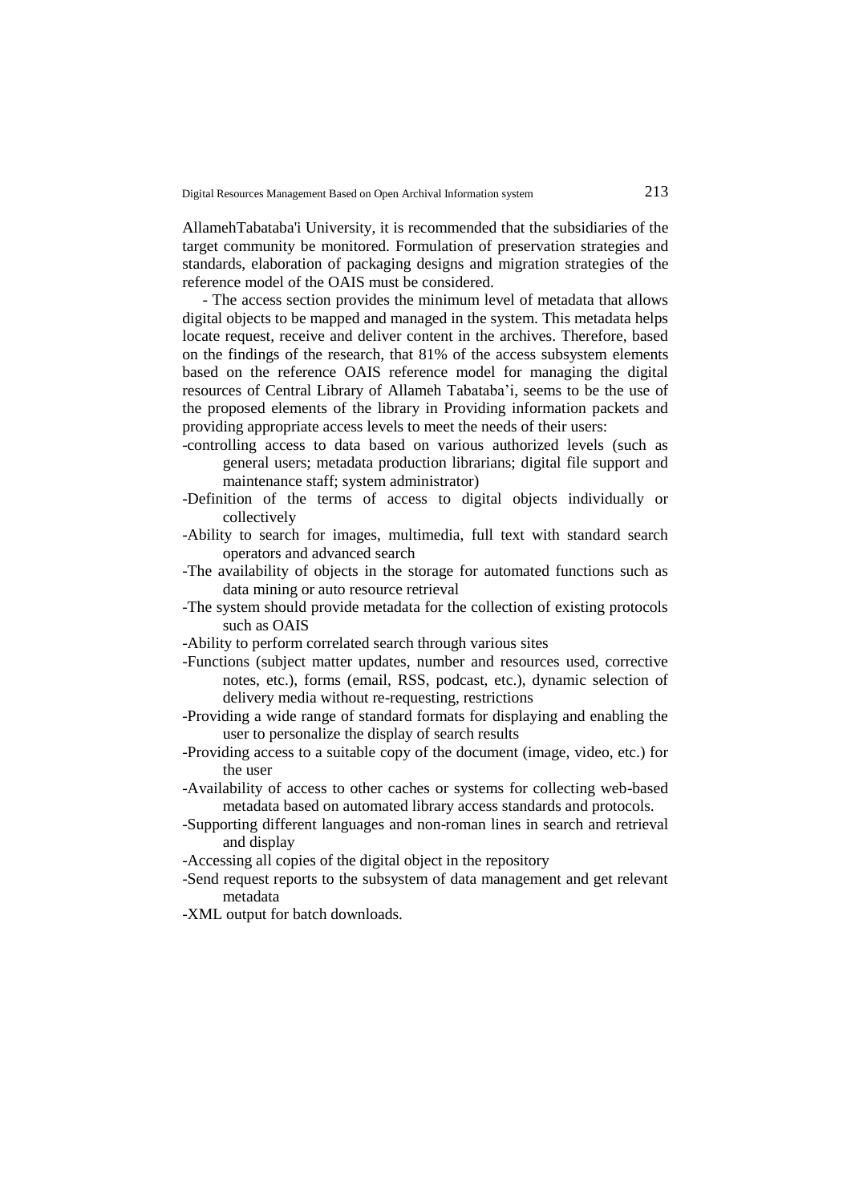AllamehTabataba'i University, it is recommended that the subsidiaries of the target community be monitored. Formulation of preservation strategies and standards, elaboration of packaging designs and migration strategies of the reference model of the OAIS must be considered.

- The access section provides the minimum level of metadata that allows digital objects to be mapped and managed in the system. This metadata helps locate request, receive and deliver content in the archives. Therefore, based on the findings of the research, that 81% of the access subsystem elements based on the reference OAIS reference model for managing the digital resources of Central Library of Allameh Tabataba'i, seems to be the use of the proposed elements of the library in Providing information packets and providing appropriate access levels to meet the needs of their users:

-controlling access to data based on various authorized levels (such as general users; metadata production librarians; digital file support and maintenance staff; system administrator)

-Definition of the terms of access to digital objects individually or collectively

-Ability to search for images, multimedia, full text with standard search operators and advanced search

-The availability of objects in the storage for automated functions such as data mining or auto resource retrieval

-The system should provide metadata for the collection of existing protocols such as OAIS

-Ability to perform correlated search through various sites

-Functions (subject matter updates, number and resources used, corrective notes, etc.), forms (email, RSS, podcast, etc.), dynamic selection of delivery media without re-requesting, restrictions

-Providing a wide range of standard formats for displaying and enabling the user to personalize the display of search results

-Providing access to a suitable copy of the document (image, video, etc.) for the user

-Availability of access to other caches or systems for collecting web-based metadata based on automated library access standards and protocols.

-Supporting different languages and non-roman lines in search and retrieval and display

-Accessing all copies of the digital object in the repository

-Send request reports to the subsystem of data management and get relevant metadata

-XML output for batch downloads.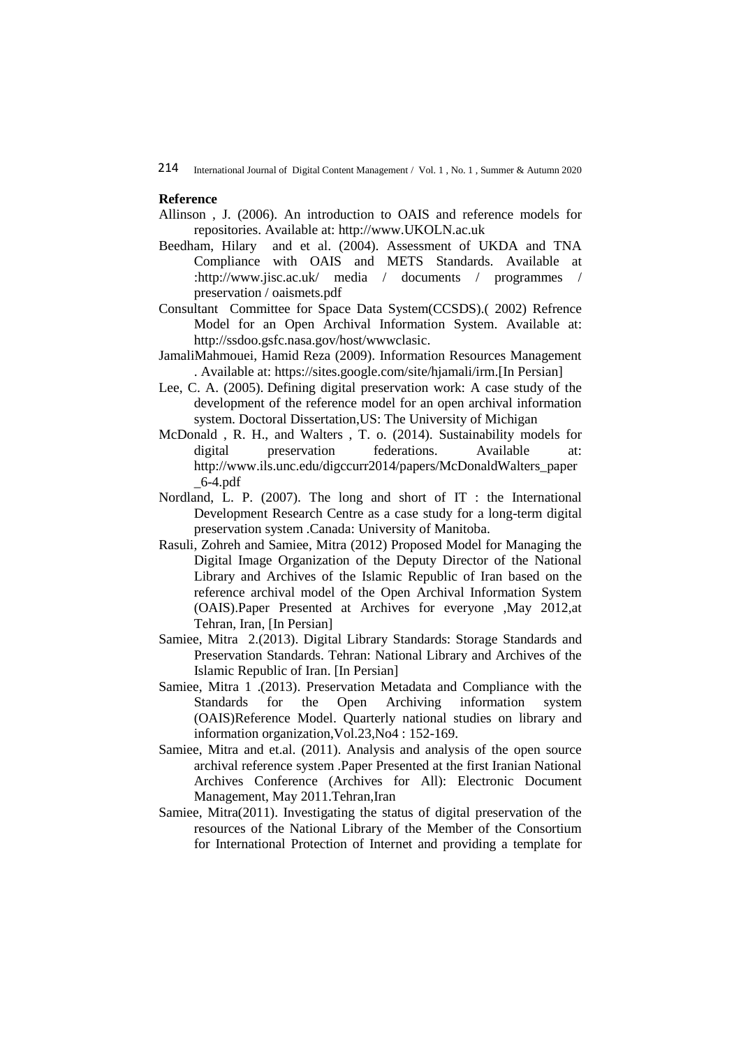**Reference**

Allinson , J. (2006). An introduction to OAIS and reference models for repositories. Available at: http://www.UKOLN.ac.uk

Beedham, Hilary and et al. (2004). Assessment of UKDA and TNA Compliance with OAIS and METS Standards. Available at :http://www.jisc.ac.uk/ media / documents / programmes / preservation / oaismets.pdf

Consultant Committee for Space Data System(CCSDS).( 2002) Refrence Model for an Open Archival Information System. Available at: http://ssdoo.gsfc.nasa.gov/host/wwwclasic.

JamaliMahmouei, Hamid Reza (2009). Information Resources Management . Available at: https://sites.google.com/site/hjamali/irm.[In Persian]

Lee, C. A. (2005). Defining digital preservation work: A case study of the development of the reference model for an open archival information system. Doctoral Dissertation,US: The University of Michigan

McDonald , R. H., and Walters , T. o. (2014). Sustainability models for digital preservation federations. Available at: http://www.ils.unc.edu/digccurr2014/papers/McDonaldWalters_paper_6-4.pdf

Nordland, L. P. (2007). The long and short of IT : the International Development Research Centre as a case study for a long-term digital preservation system .Canada: University of Manitoba.

Rasuli, Zohreh and Samiee, Mitra (2012) Proposed Model for Managing the Digital Image Organization of the Deputy Director of the National Library and Archives of the Islamic Republic of Iran based on the reference archival model of the Open Archival Information System (OAIS).Paper Presented at Archives for everyone ,May 2012,at Tehran, Iran, [In Persian]

Samiee, Mitra 2.(2013). Digital Library Standards: Storage Standards and Preservation Standards. Tehran: National Library and Archives of the Islamic Republic of Iran. [In Persian]

Samiee, Mitra 1 .(2013). Preservation Metadata and Compliance with the Standards for the Open Archiving information system (OAIS)Reference Model. Quarterly national studies on library and information organization,Vol.23,No4 : 152-169.

Samiee, Mitra and et.al. (2011). Analysis and analysis of the open source archival reference system .Paper Presented at the first Iranian National Archives Conference (Archives for All): Electronic Document Management, May 2011.Tehran,Iran

Samiee, Mitra(2011). Investigating the status of digital preservation of the resources of the National Library of the Member of the Consortium for International Protection of Internet and providing a template for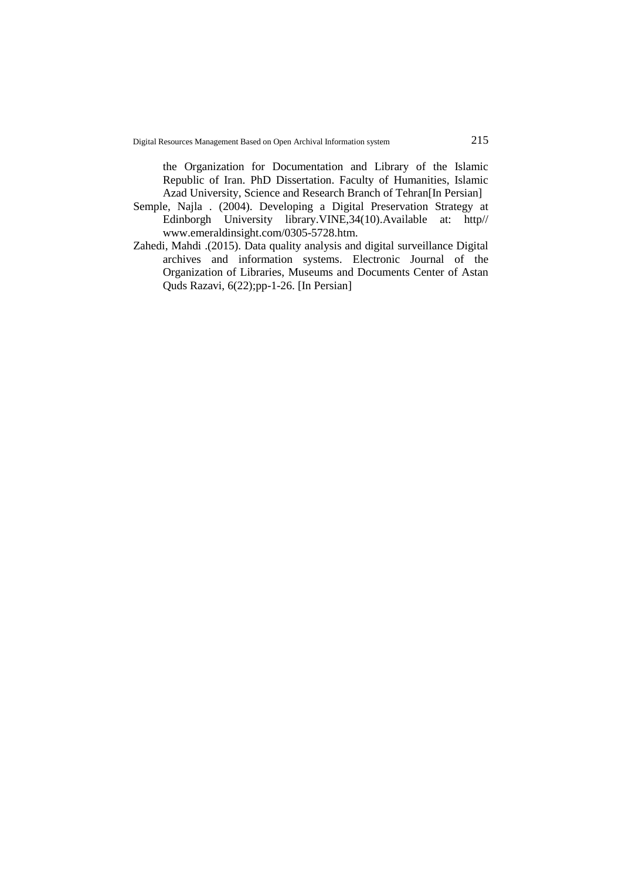the Organization for Documentation and Library of the Islamic Republic of Iran. PhD Dissertation. Faculty of Humanities, Islamic Azad University, Science and Research Branch of Tehran[In Persian]

Semple, Najla . (2004). Developing a Digital Preservation Strategy at Edinborgh University library.VINE,34(10).Available at: http// www.emeraldinsight.com/0305-5728.htm.

Zahedi, Mahdi .(2015). Data quality analysis and digital surveillance Digital archives and information systems. Electronic Journal of the Organization of Libraries, Museums and Documents Center of Astan Quds Razavi, 6(22);pp-1-26. [In Persian]